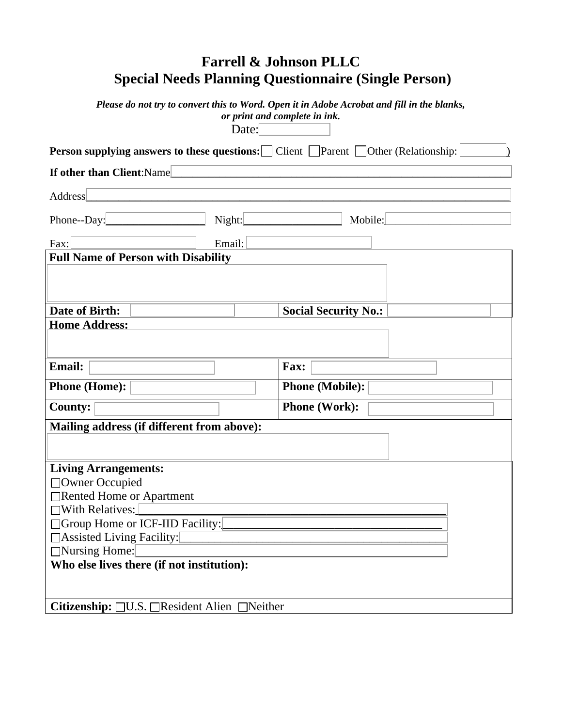# Farrell & Johnson PLLC
# Special Needs Planning Questionnaire (Single Person)

***Please do not try to convert this to Word. Open it in Adobe Acrobat and fill in the blanks, or print and complete in ink.***

Date:___________

**Person supplying answers to these questions:** ☐ Client ☐ Parent ☐ Other (Relationship: ________)

**If other than Client**:Name______________________________________________________________

Address_____________________________________________________________________

Phone--Day:_________________ Night:_________________ Mobile:_________________

Fax:_________________ Email:_________________

| **Full Name of Person with Disability** | |
|---|---|
| | |
| **Date of Birth:** | **Social Security No.:** |
| **Home Address:** | |
| **Email:** | **Fax:** |
| **Phone (Home):** | **Phone (Mobile):** |
| **County:** | **Phone (Work):** |
| **Mailing address (if different from above):** | |

**Living Arrangements:**

☐Owner Occupied
☐Rented Home or Apartment
☐With Relatives:_________________________________________________
☐Group Home or ICF-IID Facility:___________________________________
☐Assisted Living Facility:_________________________________________
☐Nursing Home:_________________________________________________

**Who else lives there (if not institution):**

**Citizenship:** ☐U.S. ☐Resident Alien ☐Neither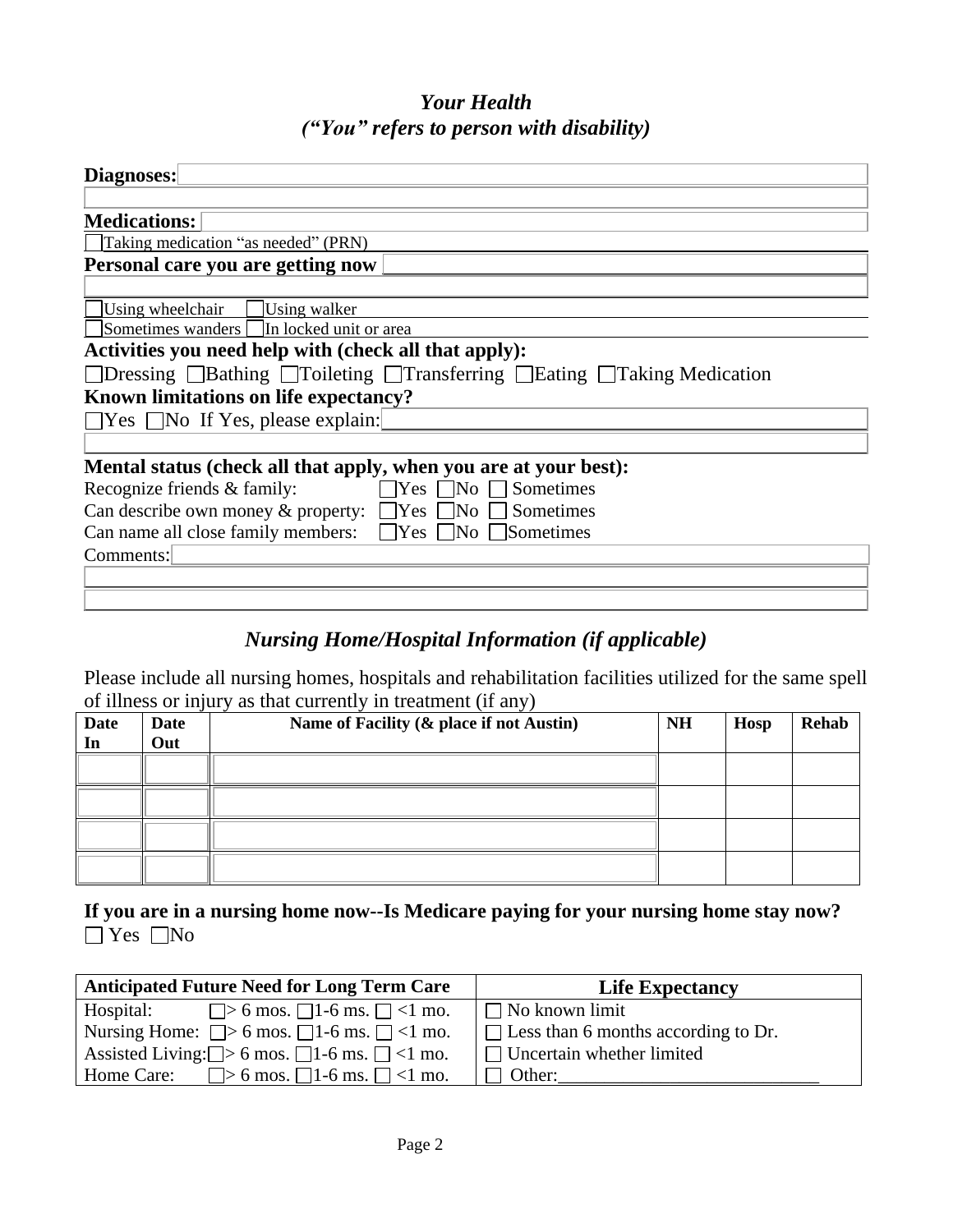## *Your Health*
### *("You" refers to person with disability)*

**Diagnoses:** ____________________

____________________

**Medications:** ____________________

☐ Taking medication "as needed" (PRN)

**Personal care you are getting now** ____________________

____________________

☐ Using wheelchair ☐ Using walker

☐ Sometimes wanders ☐ In locked unit or area

**Activities you need help with (check all that apply):**

☐ Dressing ☐ Bathing ☐ Toileting ☐ Transferring ☐ Eating ☐ Taking Medication

**Known limitations on life expectancy?**

☐ Yes ☐ No If Yes, please explain: ____________________

____________________

**Mental status (check all that apply, when you are at your best):**

Recognize friends & family: ☐ Yes ☐ No ☐ Sometimes

Can describe own money & property: ☐ Yes ☐ No ☐ Sometimes

Can name all close family members: ☐ Yes ☐ No ☐ Sometimes

Comments: ____________________

____________________

____________________

## *Nursing Home/Hospital Information (if applicable)*

Please include all nursing homes, hospitals and rehabilitation facilities utilized for the same spell of illness or injury as that currently in treatment (if any)

| Date In | Date Out | Name of Facility (& place if not Austin) | NH | Hosp | Rehab |
|---|---|---|---|---|---|
| | | | | | |
| | | | | | |
| | | | | | |
| | | | | | |

**If you are in a nursing home now--Is Medicare paying for your nursing home stay now?**

☐ Yes ☐ No

| Anticipated Future Need for Long Term Care | Life Expectancy |
|---|---|
| Hospital: ☐ > 6 mos. ☐ 1-6 ms. ☐ <1 mo. | ☐ No known limit |
| Nursing Home: ☐ > 6 mos. ☐ 1-6 ms. ☐ <1 mo. | ☐ Less than 6 months according to Dr. |
| Assisted Living: ☐ > 6 mos. ☐ 1-6 ms. ☐ <1 mo. | ☐ Uncertain whether limited |
| Home Care: ☐ > 6 mos. ☐ 1-6 ms. ☐ <1 mo. | ☐ Other:____________________ |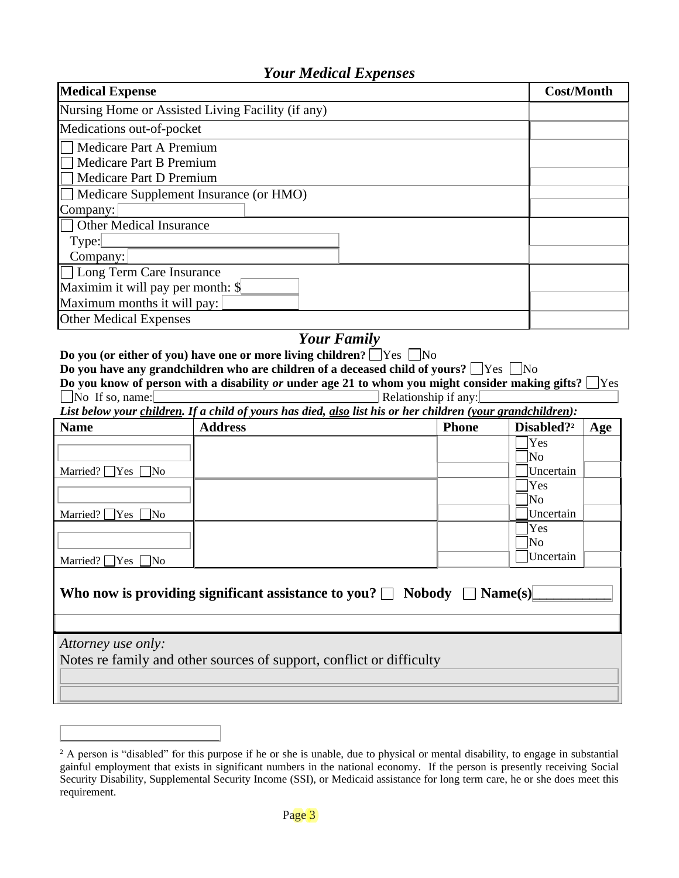## *Your Medical Expenses*

| Medical Expense | Cost/Month |
|---|---|
| Nursing Home or Assisted Living Facility (if any) | |
| Medications out-of-pocket | |
| ☐ Medicare Part A Premium<br>☐ Medicare Part B Premium<br>☐ Medicare Part D Premium | |
| ☐ Medicare Supplement Insurance (or HMO)<br>Company: | |
| ☐ Other Medical Insurance<br>Type:<br>Company: | |
| ☐ Long Term Care Insurance<br>Maximim it will pay per month: $<br>Maximum months it will pay: | |
| Other Medical Expenses | |

## *Your Family*

**Do you (or either of you) have one or more living children?** ☐ Yes ☐ No

**Do you have any grandchildren who are children of a deceased child of yours?** ☐ Yes ☐ No

**Do you know of person with a disability *or* under age 21 to whom you might consider making gifts?** ☐ Yes ☐ No If so, name: ______ Relationship if any: ______

***List below your <u>children</u>. If a child of yours has died, <u>also</u> list his or her children (<u>your grandchildren</u>):***

| Name | Address | Phone | Disabled?[2] | Age |
|---|---|---|---|---|
| Married? ☐ Yes ☐ No | | | ☐ Yes ☐ No ☐ Uncertain | |
| Married? ☐ Yes ☐ No | | | ☐ Yes ☐ No ☐ Uncertain | |
| Married? ☐ Yes ☐ No | | | ☐ Yes ☐ No ☐ Uncertain | |

**Who now is providing significant assistance to you?** ☐ **Nobody** ☐ **Name(s)** ______

*Attorney use only:*

Notes re family and other sources of support, conflict or difficulty

---

[2] A person is "disabled" for this purpose if he or she is unable, due to physical or mental disability, to engage in substantial gainful employment that exists in significant numbers in the national economy. If the person is presently receiving Social Security Disability, Supplemental Security Income (SSI), or Medicaid assistance for long term care, he or she does meet this requirement.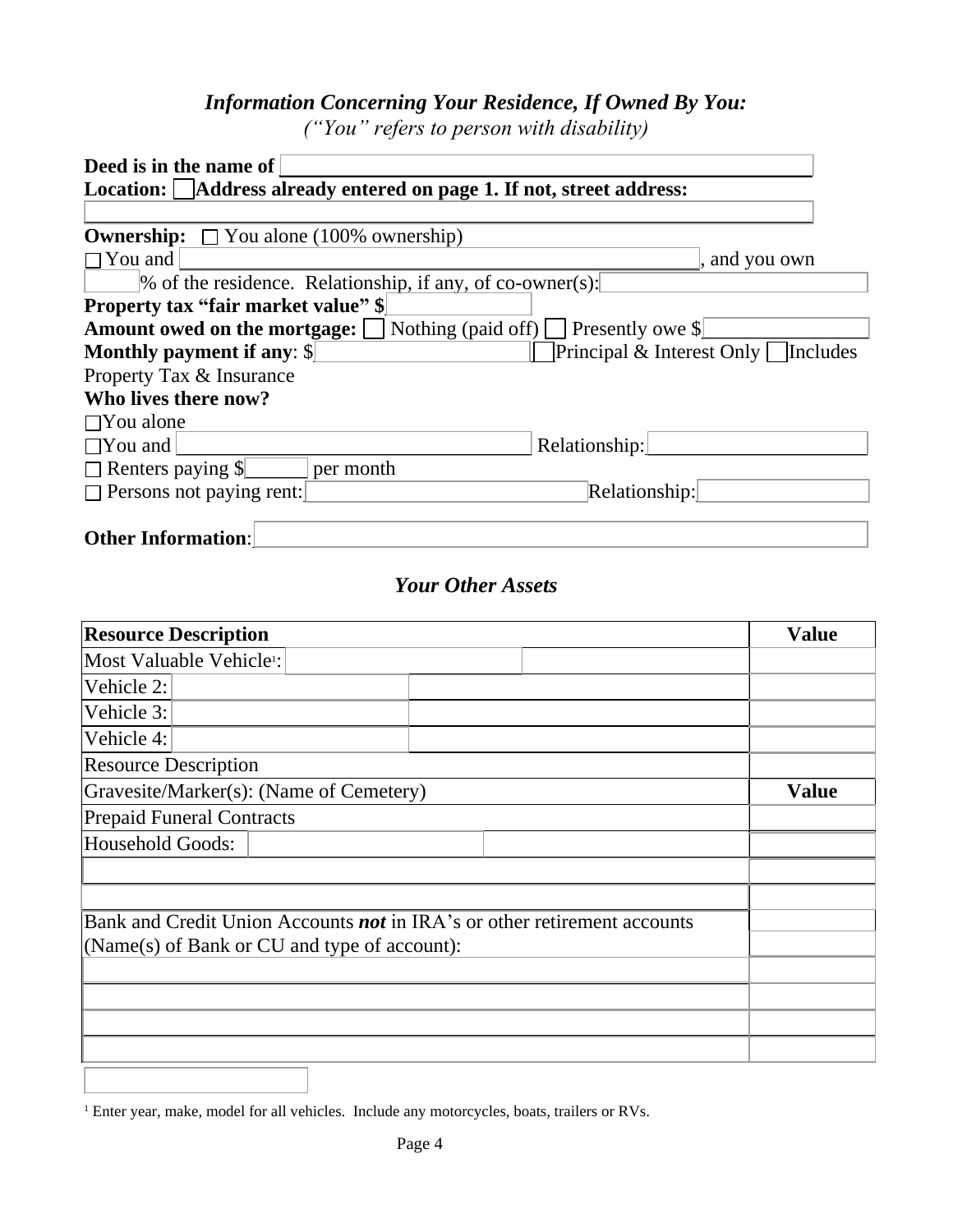### *Information Concerning Your Residence, If Owned By You:*

*("You" refers to person with disability)*

**Deed is in the name of** \_\_\_\_\_\_\_\_\_\_\_\_\_\_\_\_\_\_\_\_

**Location:** ☐ **Address already entered on page 1. If not, street address:**

\_\_\_\_\_\_\_\_\_\_\_\_\_\_\_\_\_\_\_\_

**Ownership:** ☐ You alone (100% ownership)

☐ You and \_\_\_\_\_\_\_\_\_\_\_\_\_\_\_\_\_\_\_\_, and you own \_\_\_\_\_ % of the residence. Relationship, if any, of co-owner(s): \_\_\_\_\_\_\_\_\_\_

**Property tax "fair market value" $** \_\_\_\_\_\_\_\_\_\_

**Amount owed on the mortgage:** ☐ Nothing (paid off) ☐ Presently owe $ \_\_\_\_\_\_\_\_\_\_

**Monthly payment if any**: $ \_\_\_\_\_\_\_\_\_\_ ☐ Principal & Interest Only ☐ Includes Property Tax & Insurance

**Who lives there now?**

☐ You alone

☐ You and \_\_\_\_\_\_\_\_\_\_\_\_\_\_\_\_\_\_\_\_ Relationship: \_\_\_\_\_\_\_\_\_\_

☐ Renters paying $\_\_\_\_\_\_ per month

☐ Persons not paying rent: \_\_\_\_\_\_\_\_\_\_\_\_\_\_\_\_\_\_\_\_ Relationship: \_\_\_\_\_\_\_\_\_\_

**Other Information**: \_\_\_\_\_\_\_\_\_\_\_\_\_\_\_\_\_\_\_\_

### *Your Other Assets*

| **Resource Description** | | | **Value** |
|---|---|---|---|
| Most Valuable Vehicle[1]: | | | |
| Vehicle 2: | | | |
| Vehicle 3: | | | |
| Vehicle 4: | | | |
| Resource Description | | | |
| Gravesite/Marker(s): (Name of Cemetery) | | | **Value** |
| Prepaid Funeral Contracts | | | |
| Household Goods: | | | |
| | | | |
| | | | |
| Bank and Credit Union Accounts ***not*** in IRA's or other retirement accounts (Name(s) of Bank or CU and type of account): | | | |
| | | | |
| | | | |
| | | | |
| | | | |

[1] Enter year, make, model for all vehicles. Include any motorcycles, boats, trailers or RVs.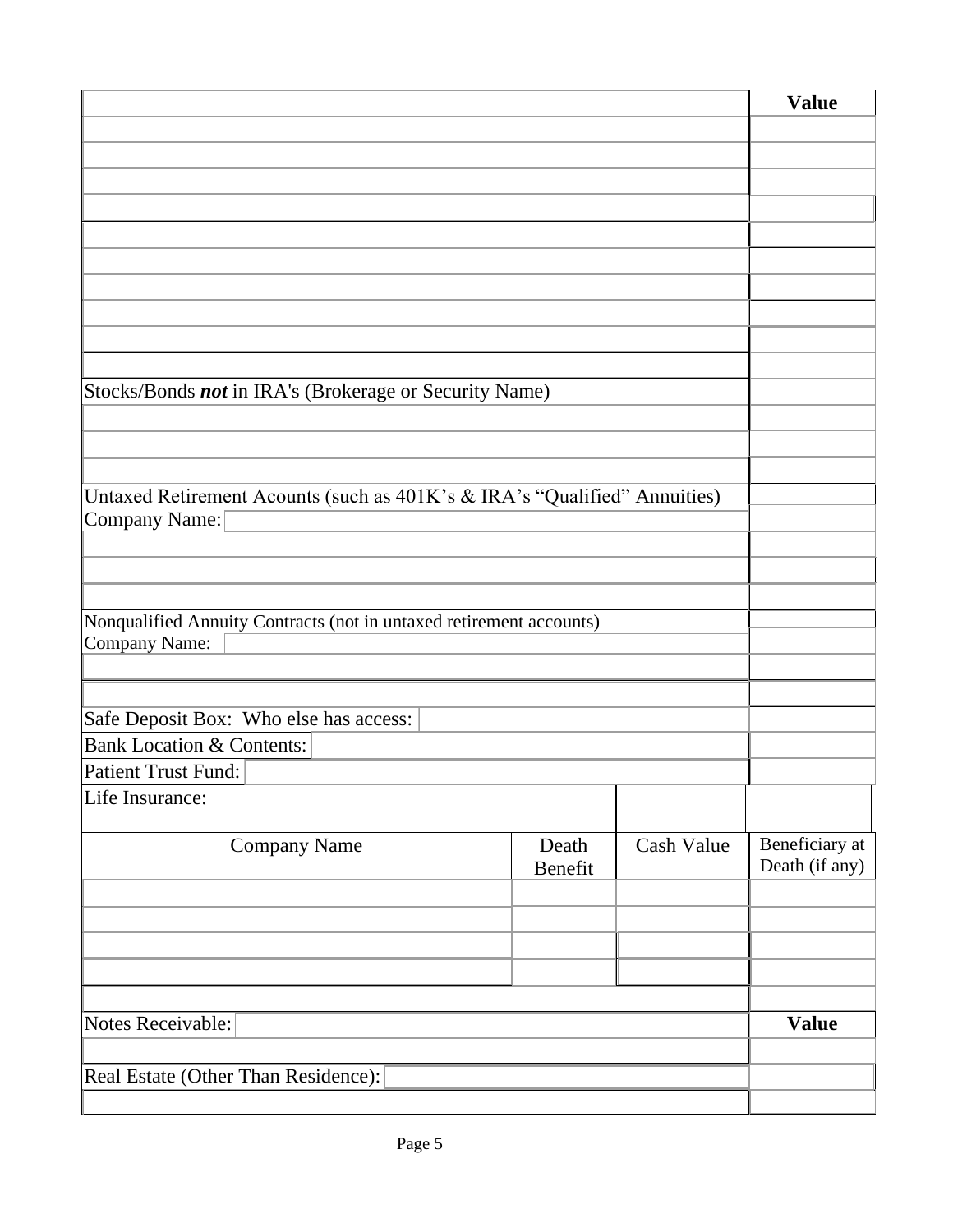| | Value |
|---|---|
| | |
| | |
| | |
| | |
| | |
| | |
| | |
| | |
| | |
| | |
| Stocks/Bonds ***not*** in IRA's (Brokerage or Security Name) | |
| | |
| | |
| | |
| Untaxed Retirement Acounts (such as 401K's & IRA's "Qualified" Annuities) | |
| Company Name: | |
| | |
| | |
| | |
| Nonqualified Annuity Contracts (not in untaxed retirement accounts) | |
| Company Name: | |
| | |
| | |
| Safe Deposit Box: Who else has access: | |
| Bank Location & Contents: | |
| Patient Trust Fund: | |

Life Insurance:

| Company Name | Death Benefit | Cash Value | Beneficiary at Death (if any) |
|---|---|---|---|
| | | | |
| | | | |
| | | | |
| | | | |
| | | | |

| Notes Receivable: | Value |
|---|---|
| | |
| Real Estate (Other Than Residence): | |
| | |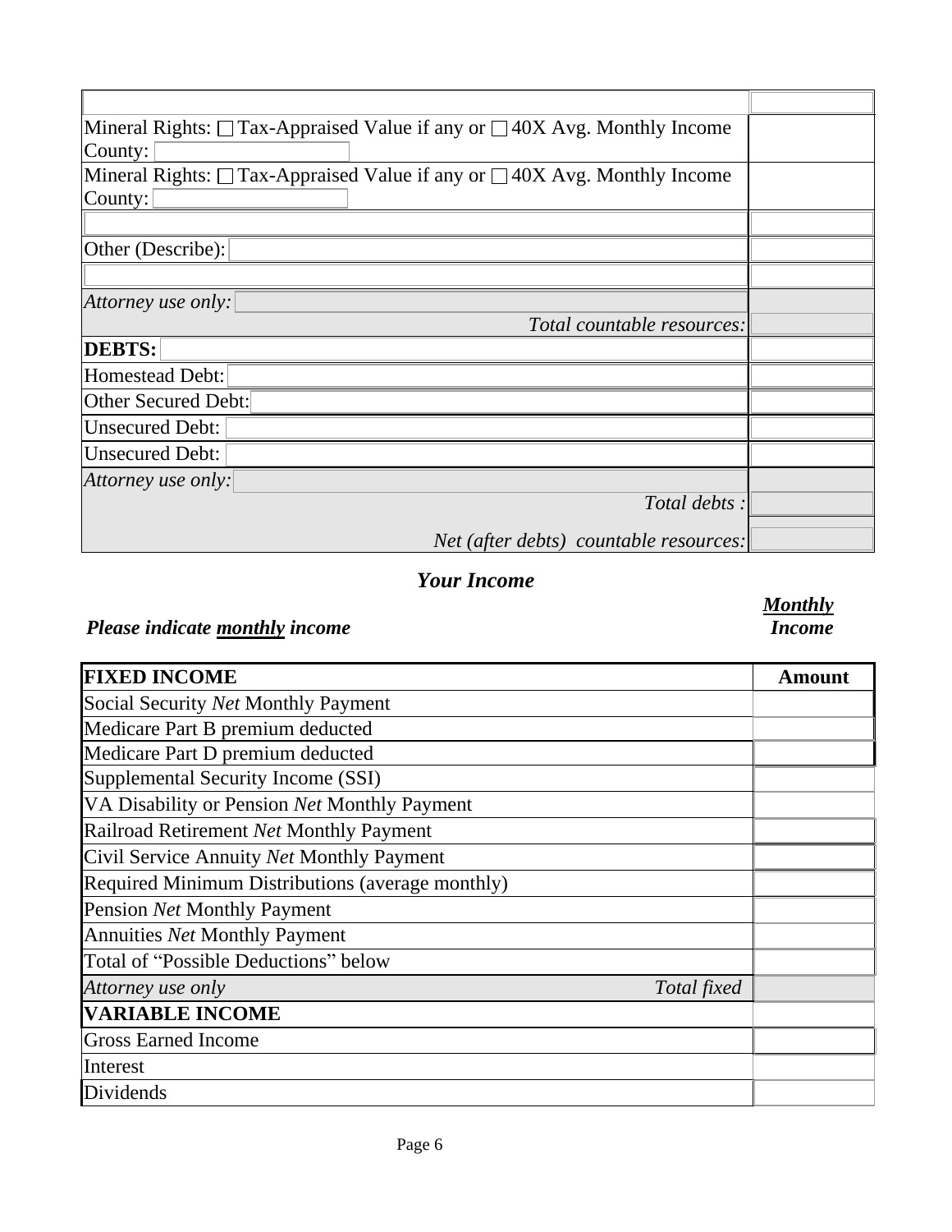| | |
|---|---|
| | |
| Mineral Rights: ☐ Tax-Appraised Value if any or ☐ 40X Avg. Monthly Income County: | |
| Mineral Rights: ☐ Tax-Appraised Value if any or ☐ 40X Avg. Monthly Income County: | |
| | |
| Other (Describe): | |
| | |
| *Attorney use only:* *Total countable resources:* | |
| **DEBTS:** | |
| Homestead Debt: | |
| Other Secured Debt: | |
| Unsecured Debt: | |
| Unsecured Debt: | |
| *Attorney use only:* *Total debts :* | |
| *Net (after debts) countable resources:* | |

## *Your Income*

***Please indicate monthly income*** ***Monthly Income***

| **FIXED INCOME** | **Amount** |
|---|---|
| Social Security *Net* Monthly Payment | |
| Medicare Part B premium deducted | |
| Medicare Part D premium deducted | |
| Supplemental Security Income (SSI) | |
| VA Disability or Pension *Net* Monthly Payment | |
| Railroad Retirement *Net* Monthly Payment | |
| Civil Service Annuity *Net* Monthly Payment | |
| Required Minimum Distributions (average monthly) | |
| Pension *Net* Monthly Payment | |
| Annuities *Net* Monthly Payment | |
| Total of "Possible Deductions" below | |
| *Attorney use only* *Total fixed* | |
| **VARIABLE INCOME** | |
| Gross Earned Income | |
| Interest | |
| Dividends | |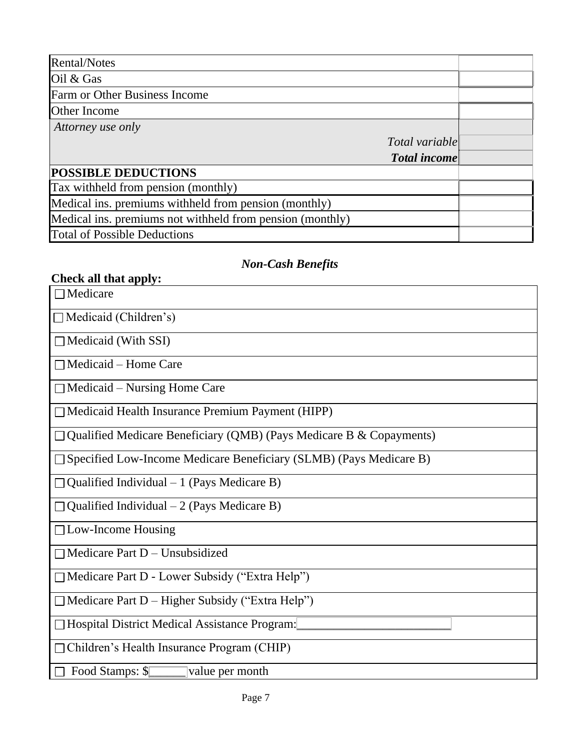| | |
|---|---|
| Rental/Notes | |
| Oil & Gas | |
| Farm or Other Business Income | |
| Other Income | |
| *Attorney use only* | |
| *Total variable* | |
| ***Total income*** | |
| **POSSIBLE DEDUCTIONS** | |
| Tax withheld from pension (monthly) | |
| Medical ins. premiums withheld from pension (monthly) | |
| Medical ins. premiums not withheld from pension (monthly) | |
| Total of Possible Deductions | |

### *Non-Cash Benefits*

**Check all that apply:**

- ☐ Medicare
- ☐ Medicaid (Children's)
- ☐ Medicaid (With SSI)
- ☐ Medicaid – Home Care
- ☐ Medicaid – Nursing Home Care
- ☐ Medicaid Health Insurance Premium Payment (HIPP)
- ☐ Qualified Medicare Beneficiary (QMB) (Pays Medicare B & Copayments)
- ☐ Specified Low-Income Medicare Beneficiary (SLMB) (Pays Medicare B)
- ☐ Qualified Individual – 1 (Pays Medicare B)
- ☐ Qualified Individual – 2 (Pays Medicare B)
- ☐ Low-Income Housing
- ☐ Medicare Part D – Unsubsidized
- ☐ Medicare Part D - Lower Subsidy ("Extra Help")
- ☐ Medicare Part D – Higher Subsidy ("Extra Help")
- ☐ Hospital District Medical Assistance Program: ______________________
- ☐ Children's Health Insurance Program (CHIP)
- ☐ Food Stamps: $______ value per month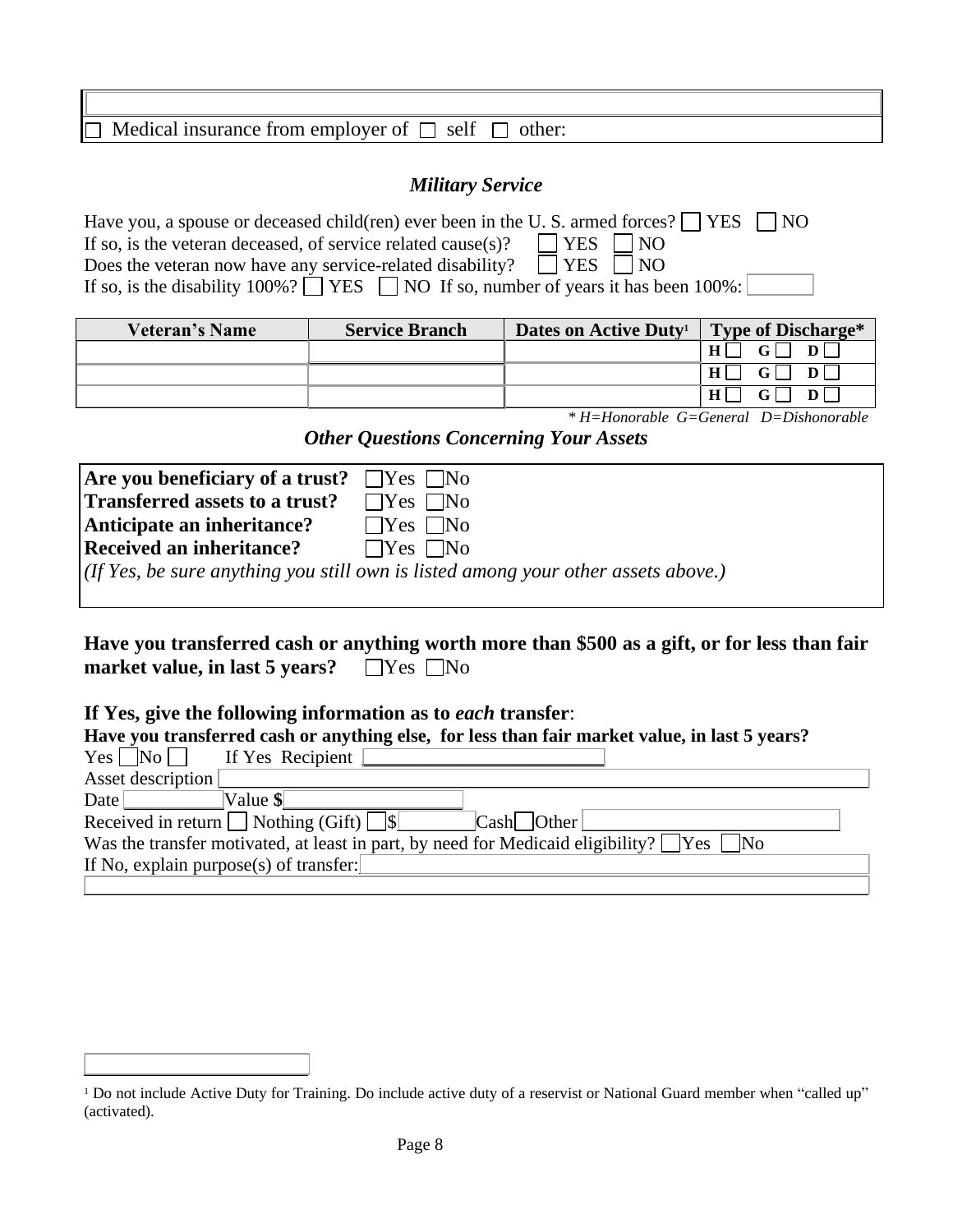☐ Medical insurance from employer of ☐ self ☐ other:

### *Military Service*

Have you, a spouse or deceased child(ren) ever been in the U. S. armed forces? ☐ YES ☐ NO
If so, is the veteran deceased, of service related cause(s)? ☐ YES ☐ NO
Does the veteran now have any service-related disability? ☐ YES ☐ NO
If so, is the disability 100%? ☐ YES ☐ NO If so, number of years it has been 100%:

| Veteran's Name | Service Branch | Dates on Active Duty[1] | Type of Discharge* |
|---|---|---|---|
| | | | H ☐ G ☐ D ☐ |
| | | | H ☐ G ☐ D ☐ |
| | | | H ☐ G ☐ D ☐ |

*\* H=Honorable G=General D=Dishonorable*

### *Other Questions Concerning Your Assets*

**Are you beneficiary of a trust?** ☐Yes ☐No
**Transferred assets to a trust?** ☐Yes ☐No
**Anticipate an inheritance?** ☐Yes ☐No
**Received an inheritance?** ☐Yes ☐No
*(If Yes, be sure anything you still own is listed among your other assets above.)*

**Have you transferred cash or anything worth more than $500 as a gift, or for less than fair market value, in last 5 years?** ☐Yes ☐No

**If Yes, give the following information as to *each* transfer**:
**Have you transferred cash or anything else, for less than fair market value, in last 5 years?**
Yes ☐ No ☐ If Yes Recipient
Asset description
Date Value **$**
Received in return ☐ Nothing (Gift) ☐ $ Cash ☐ Other
Was the transfer motivated, at least in part, by need for Medicaid eligibility? ☐ Yes ☐ No
If No, explain purpose(s) of transfer:

[1] Do not include Active Duty for Training. Do include active duty of a reservist or National Guard member when "called up" (activated).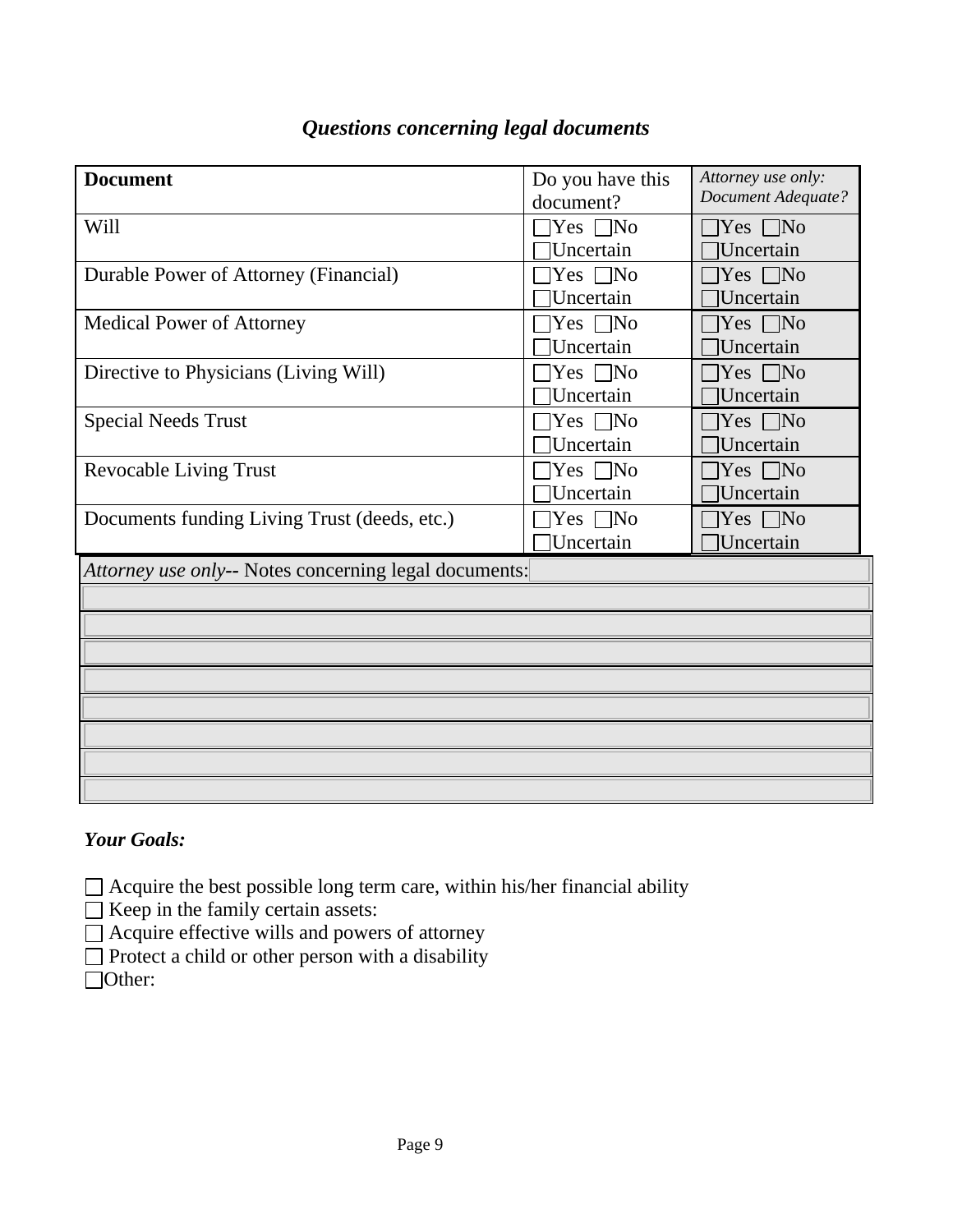## *Questions concerning legal documents*

| **Document** | Do you have this document? | *Attorney use only: Document Adequate?* |
|---|---|---|
| Will | ☐Yes ☐No ☐Uncertain | ☐Yes ☐No ☐Uncertain |
| Durable Power of Attorney (Financial) | ☐Yes ☐No ☐Uncertain | ☐Yes ☐No ☐Uncertain |
| Medical Power of Attorney | ☐Yes ☐No ☐Uncertain | ☐Yes ☐No ☐Uncertain |
| Directive to Physicians (Living Will) | ☐Yes ☐No ☐Uncertain | ☐Yes ☐No ☐Uncertain |
| Special Needs Trust | ☐Yes ☐No ☐Uncertain | ☐Yes ☐No ☐Uncertain |
| Revocable Living Trust | ☐Yes ☐No ☐Uncertain | ☐Yes ☐No ☐Uncertain |
| Documents funding Living Trust (deeds, etc.) | ☐Yes ☐No ☐Uncertain | ☐Yes ☐No ☐Uncertain |

*Attorney use only*-- Notes concerning legal documents:

### *Your Goals:*

☐ Acquire the best possible long term care, within his/her financial ability
☐ Keep in the family certain assets:
☐ Acquire effective wills and powers of attorney
☐ Protect a child or other person with a disability
☐Other: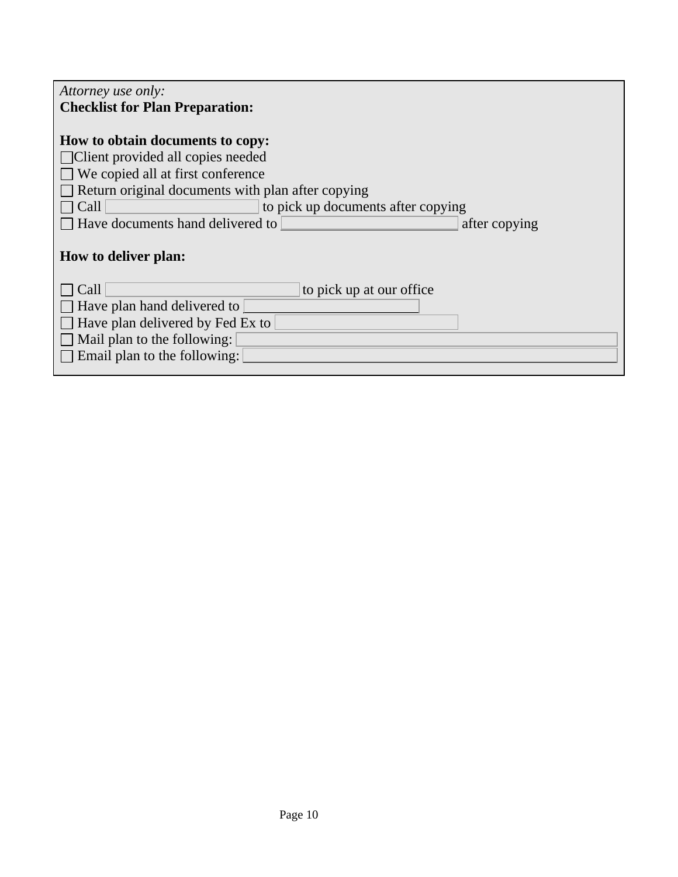*Attorney use only:*
**Checklist for Plan Preparation:**

**How to obtain documents to copy:**

- ☐ Client provided all copies needed
- ☐ We copied all at first conference
- ☐ Return original documents with plan after copying
- ☐ Call ______________ to pick up documents after copying
- ☐ Have documents hand delivered to ______________ after copying

**How to deliver plan:**

- ☐ Call ______________ to pick up at our office
- ☐ Have plan hand delivered to ______________
- ☐ Have plan delivered by Fed Ex to ______________
- ☐ Mail plan to the following: ______________
- ☐ Email plan to the following: ______________